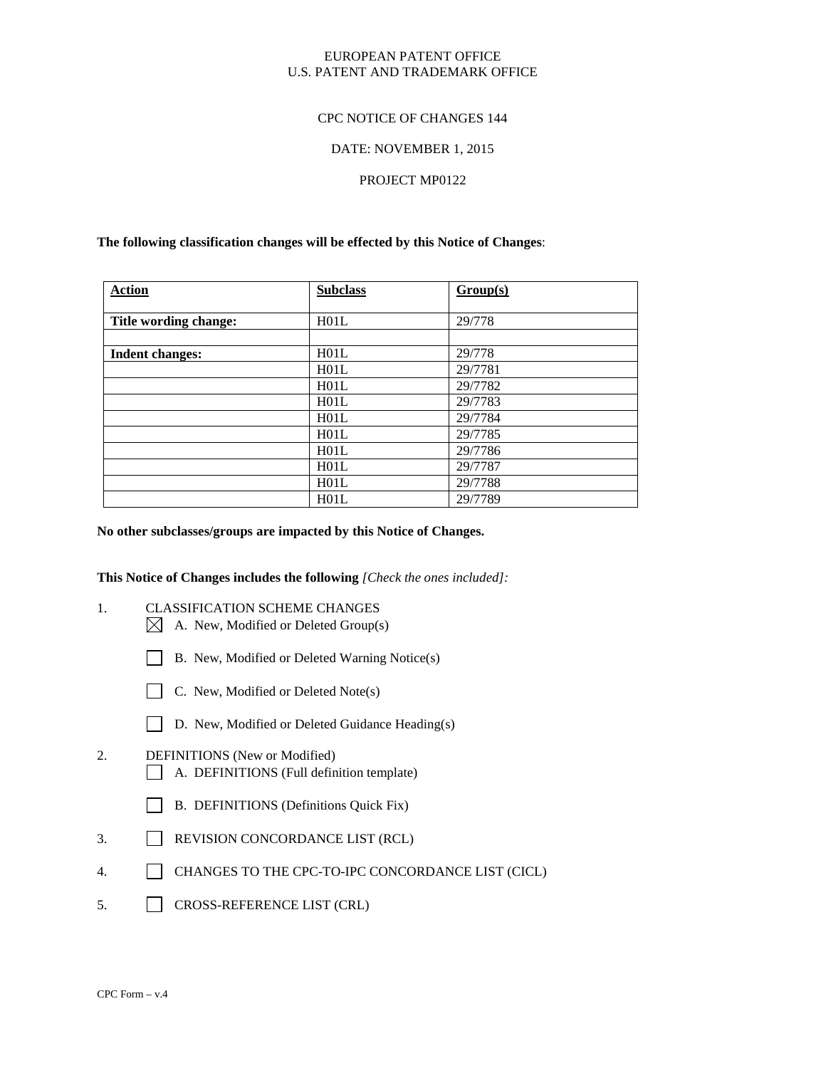EUROPEAN PATENT OFFICE
U.S. PATENT AND TRADEMARK OFFICE

CPC NOTICE OF CHANGES 144

DATE: NOVEMBER 1, 2015

PROJECT MP0122

**The following classification changes will be effected by this Notice of Changes**:

| **Action** | **Subclass** | **Group(s)** |
|---|---|---|
| **Title wording change:** | H01L | 29/778 |
| | | |
| **Indent changes:** | H01L | 29/778 |
| | H01L | 29/7781 |
| | H01L | 29/7782 |
| | H01L | 29/7783 |
| | H01L | 29/7784 |
| | H01L | 29/7785 |
| | H01L | 29/7786 |
| | H01L | 29/7787 |
| | H01L | 29/7788 |
| | H01L | 29/7789 |

**No other subclasses/groups are impacted by this Notice of Changes.**

**This Notice of Changes includes the following** *[Check the ones included]:*

1. CLASSIFICATION SCHEME CHANGES
   - [x] A. New, Modified or Deleted Group(s)
   - [ ] B. New, Modified or Deleted Warning Notice(s)
   - [ ] C. New, Modified or Deleted Note(s)
   - [ ] D. New, Modified or Deleted Guidance Heading(s)
2. DEFINITIONS (New or Modified)
   - [ ] A. DEFINITIONS (Full definition template)
   - [ ] B. DEFINITIONS (Definitions Quick Fix)
3. [ ] REVISION CONCORDANCE LIST (RCL)
4. [ ] CHANGES TO THE CPC-TO-IPC CONCORDANCE LIST (CICL)
5. [ ] CROSS-REFERENCE LIST (CRL)

CPC Form – v.4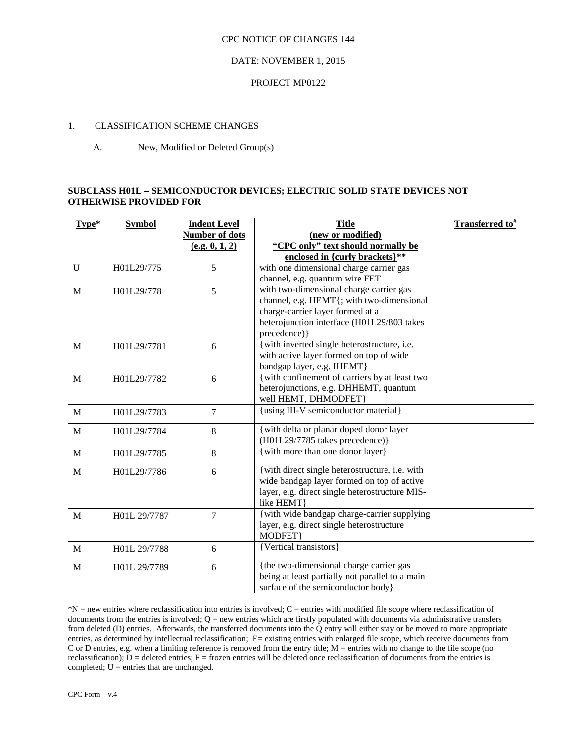CPC NOTICE OF CHANGES 144

DATE: NOVEMBER 1, 2015

PROJECT MP0122

1. CLASSIFICATION SCHEME CHANGES

A. New, Modified or Deleted Group(s)

**SUBCLASS H01L – SEMICONDUCTOR DEVICES; ELECTRIC SOLID STATE DEVICES NOT OTHERWISE PROVIDED FOR**

| Type* | Symbol | Indent Level Number of dots (e.g. 0, 1, 2) | Title (new or modified) "CPC only" text should normally be enclosed in {curly brackets}** | Transferred to# |
|---|---|---|---|---|
| U | H01L29/775 | 5 | with one dimensional charge carrier gas channel, e.g. quantum wire FET | |
| M | H01L29/778 | 5 | with two-dimensional charge carrier gas channel, e.g. HEMT{; with two-dimensional charge-carrier layer formed at a heterojunction interface (H01L29/803 takes precedence)} | |
| M | H01L29/7781 | 6 | {with inverted single heterostructure, i.e. with active layer formed on top of wide bandgap layer, e.g. IHEMT} | |
| M | H01L29/7782 | 6 | {with confinement of carriers by at least two heterojunctions, e.g. DHHEMT, quantum well HEMT, DHMODFET} | |
| M | H01L29/7783 | 7 | {using III-V semiconductor material} | |
| M | H01L29/7784 | 8 | {with delta or planar doped donor layer (H01L29/7785 takes precedence)} | |
| M | H01L29/7785 | 8 | {with more than one donor layer} | |
| M | H01L29/7786 | 6 | {with direct single heterostructure, i.e. with wide bandgap layer formed on top of active layer, e.g. direct single heterostructure MIS-like HEMT} | |
| M | H01L 29/7787 | 7 | {with wide bandgap charge-carrier supplying layer, e.g. direct single heterostructure MODFET} | |
| M | H01L 29/7788 | 6 | {Vertical transistors} | |
| M | H01L 29/7789 | 6 | {the two-dimensional charge carrier gas being at least partially not parallel to a main surface of the semiconductor body} | |

*N = new entries where reclassification into entries is involved; C = entries with modified file scope where reclassification of documents from the entries is involved; Q = new entries which are firstly populated with documents via administrative transfers from deleted (D) entries. Afterwards, the transferred documents into the Q entry will either stay or be moved to more appropriate entries, as determined by intellectual reclassification; E= existing entries with enlarged file scope, which receive documents from C or D entries, e.g. when a limiting reference is removed from the entry title; M = entries with no change to the file scope (no reclassification); D = deleted entries; F = frozen entries will be deleted once reclassification of documents from the entries is completed; U = entries that are unchanged.

CPC Form – v.4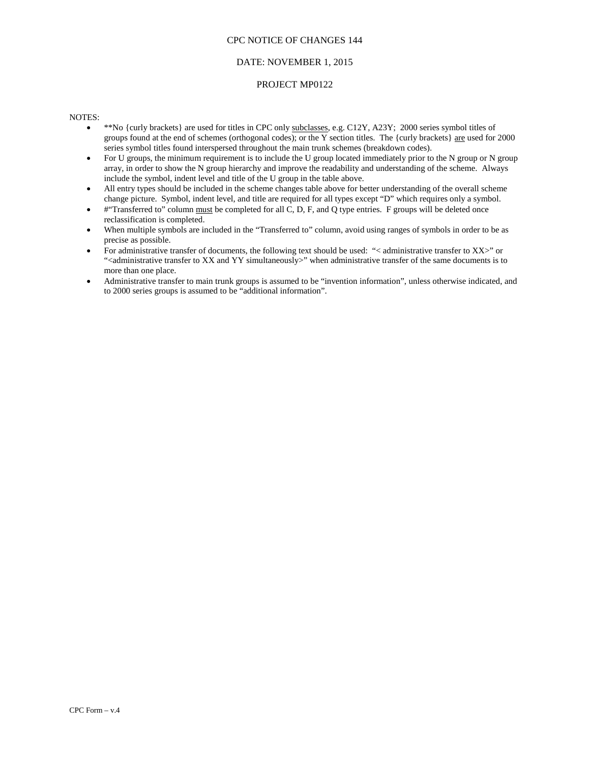CPC NOTICE OF CHANGES 144

DATE: NOVEMBER 1, 2015

PROJECT MP0122

NOTES:

- **No {curly brackets} are used for titles in CPC only subclasses, e.g. C12Y, A23Y; 2000 series symbol titles of groups found at the end of schemes (orthogonal codes); or the Y section titles. The {curly brackets} are used for 2000 series symbol titles found interspersed throughout the main trunk schemes (breakdown codes).
- For U groups, the minimum requirement is to include the U group located immediately prior to the N group or N group array, in order to show the N group hierarchy and improve the readability and understanding of the scheme. Always include the symbol, indent level and title of the U group in the table above.
- All entry types should be included in the scheme changes table above for better understanding of the overall scheme change picture. Symbol, indent level, and title are required for all types except "D" which requires only a symbol.
- #"Transferred to" column must be completed for all C, D, F, and Q type entries. F groups will be deleted once reclassification is completed.
- When multiple symbols are included in the "Transferred to" column, avoid using ranges of symbols in order to be as precise as possible.
- For administrative transfer of documents, the following text should be used: "< administrative transfer to XX>" or "<administrative transfer to XX and YY simultaneously>" when administrative transfer of the same documents is to more than one place.
- Administrative transfer to main trunk groups is assumed to be "invention information", unless otherwise indicated, and to 2000 series groups is assumed to be "additional information".

CPC Form – v.4